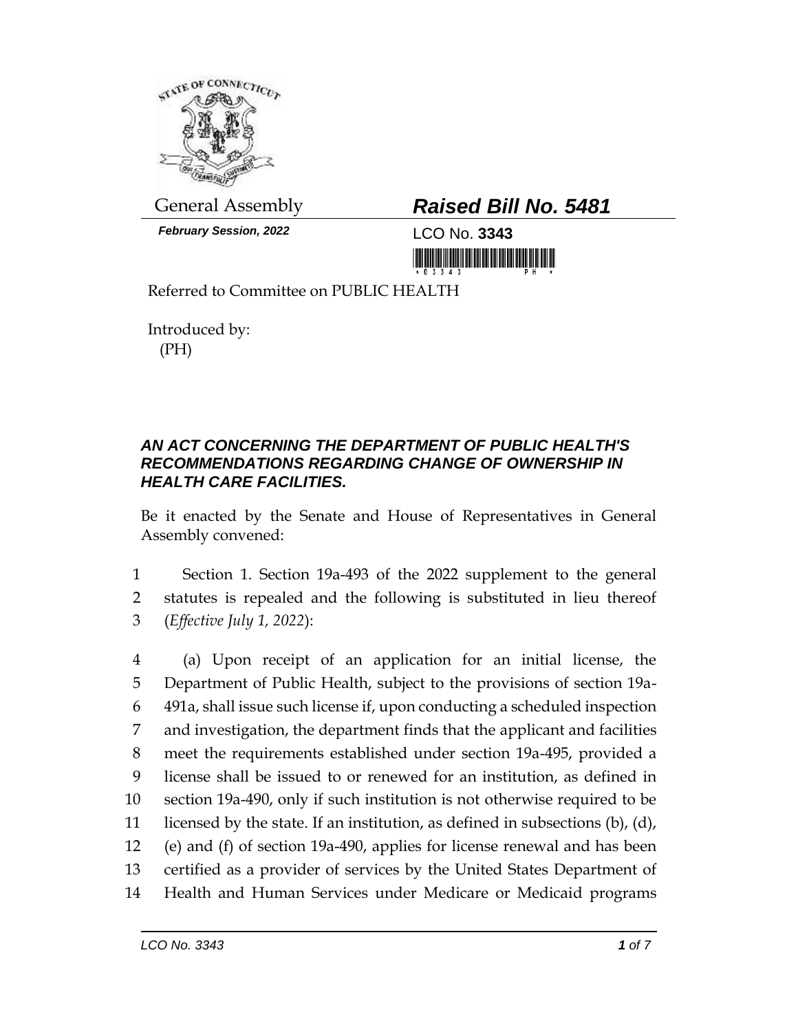General Assembly

***February Session, 2022***

# ***Raised Bill No. 5481***

LCO No. **3343**

Referred to Committee on PUBLIC HEALTH

Introduced by:
(PH)

## ***AN ACT CONCERNING THE DEPARTMENT OF PUBLIC HEALTH'S RECOMMENDATIONS REGARDING CHANGE OF OWNERSHIP IN HEALTH CARE FACILITIES.***

Be it enacted by the Senate and House of Representatives in General Assembly convened:

1 Section 1. Section 19a-493 of the 2022 supplement to the general
2 statutes is repealed and the following is substituted in lieu thereof
3 (*Effective July 1, 2022*):

4 (a) Upon receipt of an application for an initial license, the
5 Department of Public Health, subject to the provisions of section 19a-
6 491a, shall issue such license if, upon conducting a scheduled inspection
7 and investigation, the department finds that the applicant and facilities
8 meet the requirements established under section 19a-495, provided a
9 license shall be issued to or renewed for an institution, as defined in
10 section 19a-490, only if such institution is not otherwise required to be
11 licensed by the state. If an institution, as defined in subsections (b), (d),
12 (e) and (f) of section 19a-490, applies for license renewal and has been
13 certified as a provider of services by the United States Department of
14 Health and Human Services under Medicare or Medicaid programs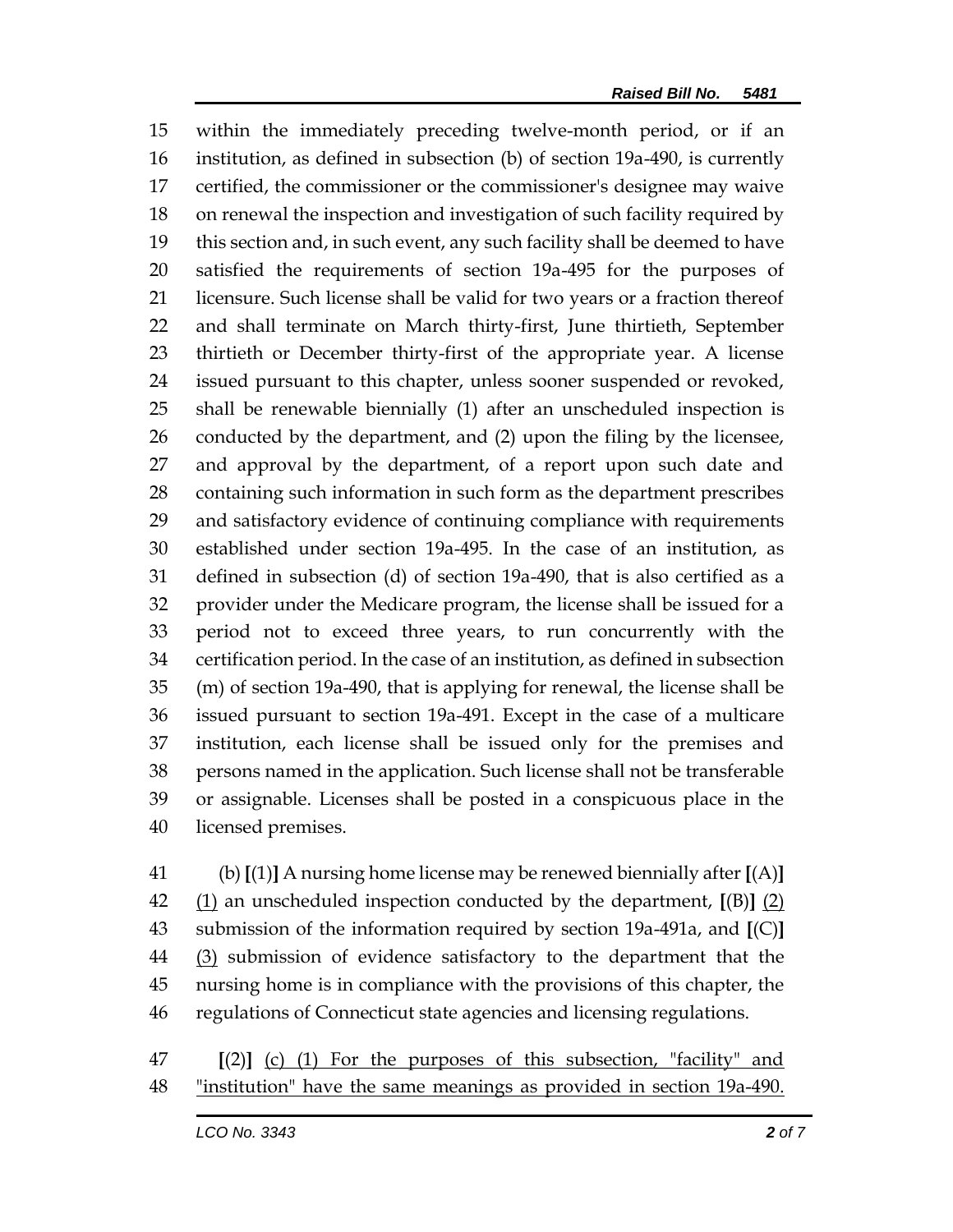within the immediately preceding twelve-month period, or if an institution, as defined in subsection (b) of section 19a-490, is currently certified, the commissioner or the commissioner's designee may waive on renewal the inspection and investigation of such facility required by this section and, in such event, any such facility shall be deemed to have satisfied the requirements of section 19a-495 for the purposes of licensure. Such license shall be valid for two years or a fraction thereof and shall terminate on March thirty-first, June thirtieth, September thirtieth or December thirty-first of the appropriate year. A license issued pursuant to this chapter, unless sooner suspended or revoked, shall be renewable biennially (1) after an unscheduled inspection is conducted by the department, and (2) upon the filing by the licensee, and approval by the department, of a report upon such date and containing such information in such form as the department prescribes and satisfactory evidence of continuing compliance with requirements established under section 19a-495. In the case of an institution, as defined in subsection (d) of section 19a-490, that is also certified as a provider under the Medicare program, the license shall be issued for a period not to exceed three years, to run concurrently with the certification period. In the case of an institution, as defined in subsection (m) of section 19a-490, that is applying for renewal, the license shall be issued pursuant to section 19a-491. Except in the case of a multicare institution, each license shall be issued only for the premises and persons named in the application. Such license shall not be transferable or assignable. Licenses shall be posted in a conspicuous place in the licensed premises.

(b) **[**(1)**]** A nursing home license may be renewed biennially after **[**(A)**]** <u>(1)</u> an unscheduled inspection conducted by the department, **[**(B)**]** <u>(2)</u> submission of the information required by section 19a-491a, and **[**(C)**]** <u>(3)</u> submission of evidence satisfactory to the department that the nursing home is in compliance with the provisions of this chapter, the regulations of Connecticut state agencies and licensing regulations.

**[**(2)**]** <u>(c) (1) For the purposes of this subsection, "facility" and "institution" have the same meanings as provided in section 19a-490.</u>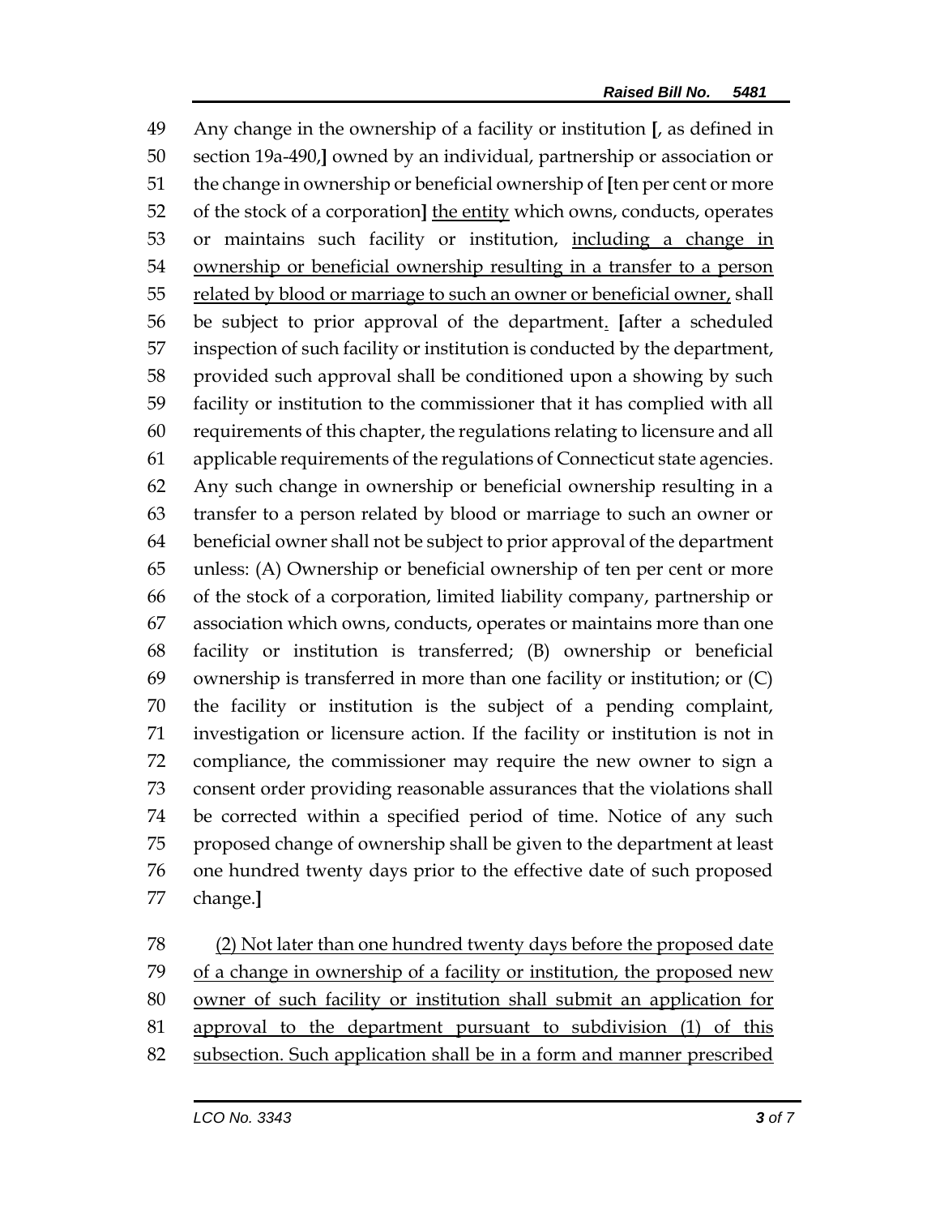Any change in the ownership of a facility or institution [, as defined in section 19a-490,] owned by an individual, partnership or association or the change in ownership or beneficial ownership of [ten per cent or more of the stock of a corporation] <u>the entity</u> which owns, conducts, operates or maintains such facility or institution, <u>including a change in ownership or beneficial ownership resulting in a transfer to a person related by blood or marriage to such an owner or beneficial owner,</u> shall be subject to prior approval of the department<u>.</u> [after a scheduled inspection of such facility or institution is conducted by the department, provided such approval shall be conditioned upon a showing by such facility or institution to the commissioner that it has complied with all requirements of this chapter, the regulations relating to licensure and all applicable requirements of the regulations of Connecticut state agencies. Any such change in ownership or beneficial ownership resulting in a transfer to a person related by blood or marriage to such an owner or beneficial owner shall not be subject to prior approval of the department unless: (A) Ownership or beneficial ownership of ten per cent or more of the stock of a corporation, limited liability company, partnership or association which owns, conducts, operates or maintains more than one facility or institution is transferred; (B) ownership or beneficial ownership is transferred in more than one facility or institution; or (C) the facility or institution is the subject of a pending complaint, investigation or licensure action. If the facility or institution is not in compliance, the commissioner may require the new owner to sign a consent order providing reasonable assurances that the violations shall be corrected within a specified period of time. Notice of any such proposed change of ownership shall be given to the department at least one hundred twenty days prior to the effective date of such proposed change.]

<u>(2) Not later than one hundred twenty days before the proposed date of a change in ownership of a facility or institution, the proposed new owner of such facility or institution shall submit an application for approval to the department pursuant to subdivision (1) of this subsection. Such application shall be in a form and manner prescribed</u>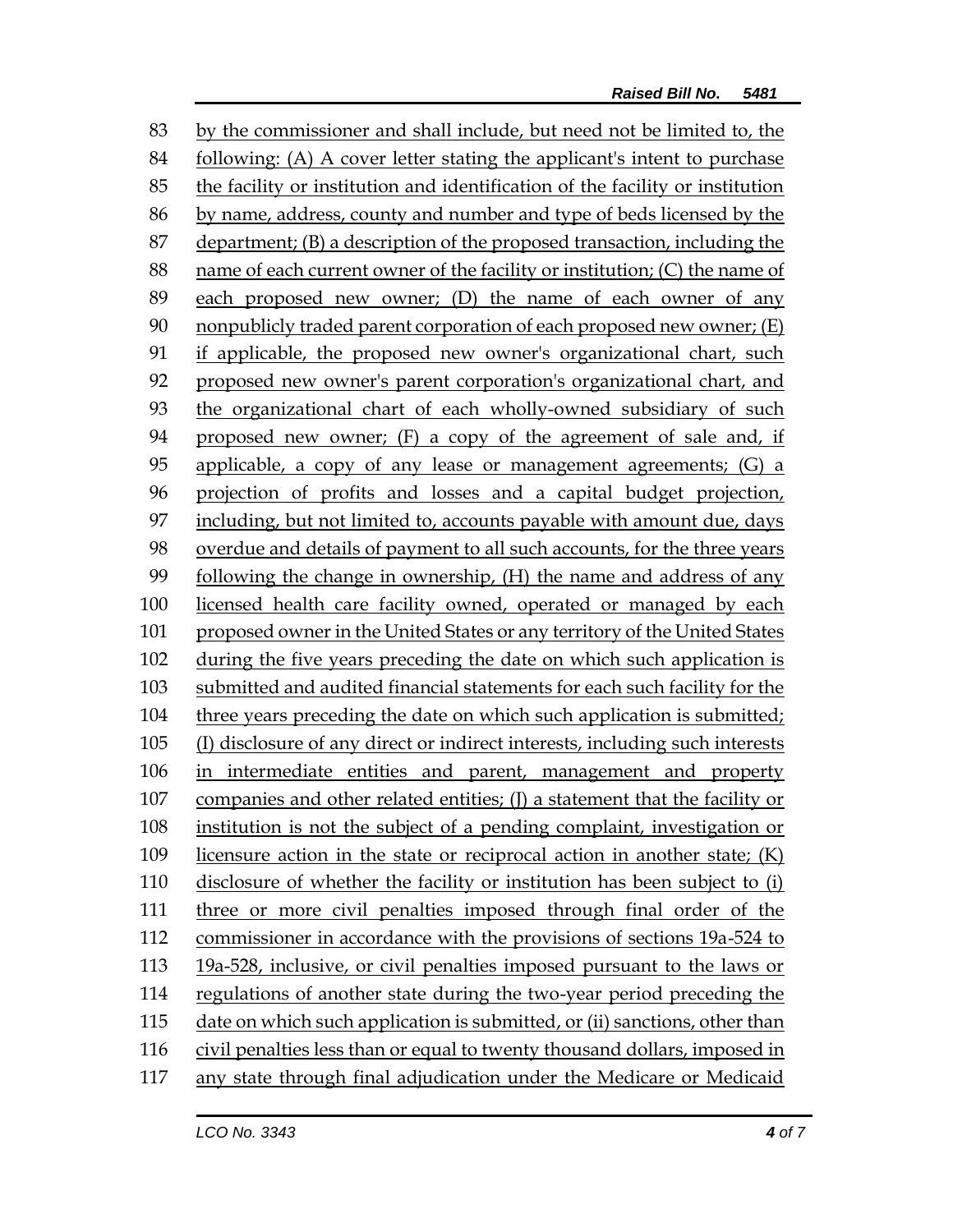by the commissioner and shall include, but need not be limited to, the following: (A) A cover letter stating the applicant's intent to purchase the facility or institution and identification of the facility or institution by name, address, county and number and type of beds licensed by the department; (B) a description of the proposed transaction, including the name of each current owner of the facility or institution; (C) the name of each proposed new owner; (D) the name of each owner of any nonpublicly traded parent corporation of each proposed new owner; (E) if applicable, the proposed new owner's organizational chart, such proposed new owner's parent corporation's organizational chart, and the organizational chart of each wholly-owned subsidiary of such proposed new owner; (F) a copy of the agreement of sale and, if applicable, a copy of any lease or management agreements; (G) a projection of profits and losses and a capital budget projection, including, but not limited to, accounts payable with amount due, days overdue and details of payment to all such accounts, for the three years following the change in ownership, (H) the name and address of any licensed health care facility owned, operated or managed by each proposed owner in the United States or any territory of the United States during the five years preceding the date on which such application is submitted and audited financial statements for each such facility for the three years preceding the date on which such application is submitted; (I) disclosure of any direct or indirect interests, including such interests in intermediate entities and parent, management and property companies and other related entities; (J) a statement that the facility or institution is not the subject of a pending complaint, investigation or licensure action in the state or reciprocal action in another state; (K) disclosure of whether the facility or institution has been subject to (i) three or more civil penalties imposed through final order of the commissioner in accordance with the provisions of sections 19a-524 to 19a-528, inclusive, or civil penalties imposed pursuant to the laws or regulations of another state during the two-year period preceding the date on which such application is submitted, or (ii) sanctions, other than civil penalties less than or equal to twenty thousand dollars, imposed in any state through final adjudication under the Medicare or Medicaid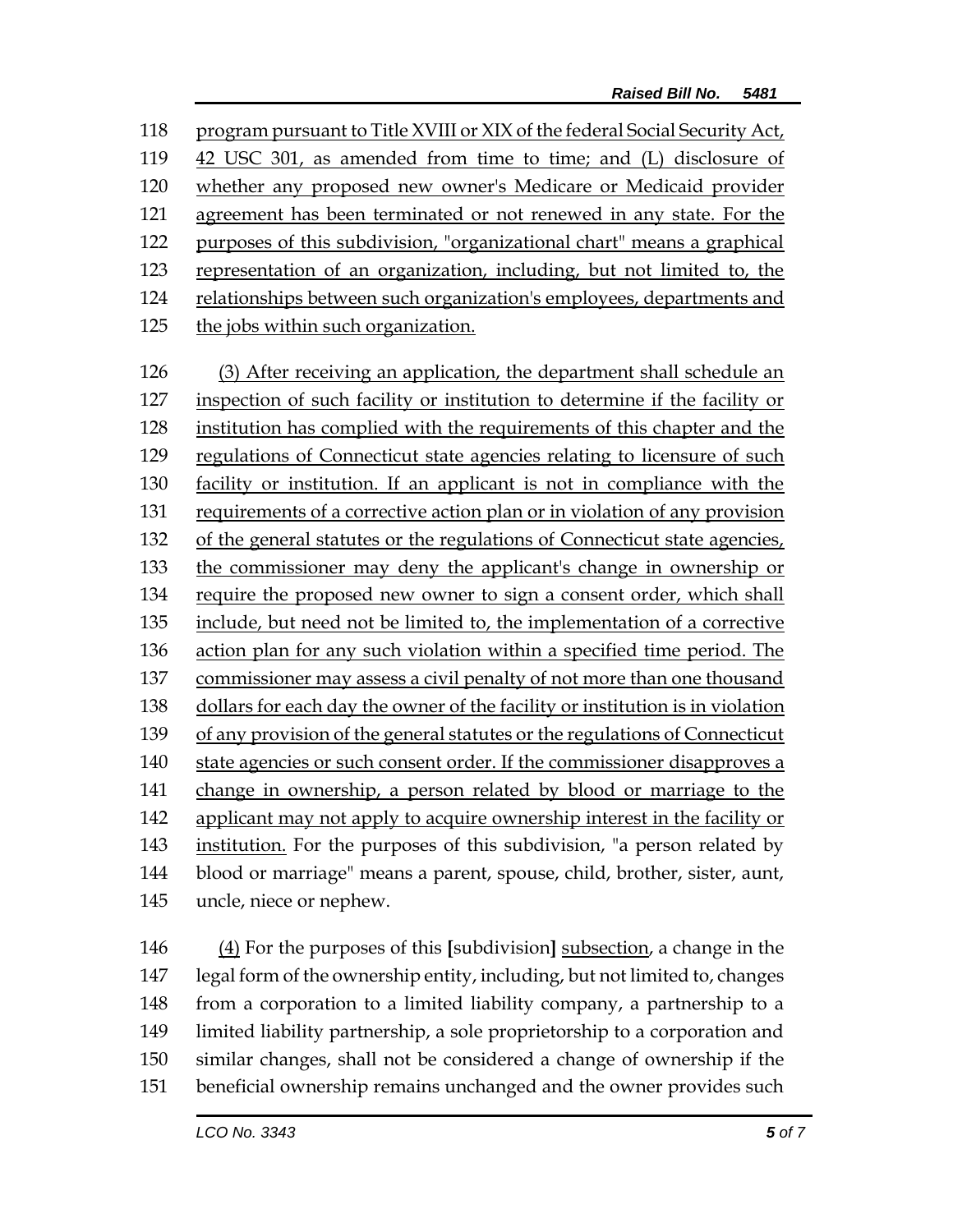118 program pursuant to Title XVIII or XIX of the federal Social Security Act,
119 42 USC 301, as amended from time to time; and (L) disclosure of
120 whether any proposed new owner's Medicare or Medicaid provider
121 agreement has been terminated or not renewed in any state. For the
122 purposes of this subdivision, "organizational chart" means a graphical
123 representation of an organization, including, but not limited to, the
124 relationships between such organization's employees, departments and
125 the jobs within such organization.

126 (3) After receiving an application, the department shall schedule an
127 inspection of such facility or institution to determine if the facility or
128 institution has complied with the requirements of this chapter and the
129 regulations of Connecticut state agencies relating to licensure of such
130 facility or institution. If an applicant is not in compliance with the
131 requirements of a corrective action plan or in violation of any provision
132 of the general statutes or the regulations of Connecticut state agencies,
133 the commissioner may deny the applicant's change in ownership or
134 require the proposed new owner to sign a consent order, which shall
135 include, but need not be limited to, the implementation of a corrective
136 action plan for any such violation within a specified time period. The
137 commissioner may assess a civil penalty of not more than one thousand
138 dollars for each day the owner of the facility or institution is in violation
139 of any provision of the general statutes or the regulations of Connecticut
140 state agencies or such consent order. If the commissioner disapproves a
141 change in ownership, a person related by blood or marriage to the
142 applicant may not apply to acquire ownership interest in the facility or
143 institution. For the purposes of this subdivision, "a person related by
144 blood or marriage" means a parent, spouse, child, brother, sister, aunt,
145 uncle, niece or nephew.

146 (4) For the purposes of this **[**subdivision**]** subsection, a change in the
147 legal form of the ownership entity, including, but not limited to, changes
148 from a corporation to a limited liability company, a partnership to a
149 limited liability partnership, a sole proprietorship to a corporation and
150 similar changes, shall not be considered a change of ownership if the
151 beneficial ownership remains unchanged and the owner provides such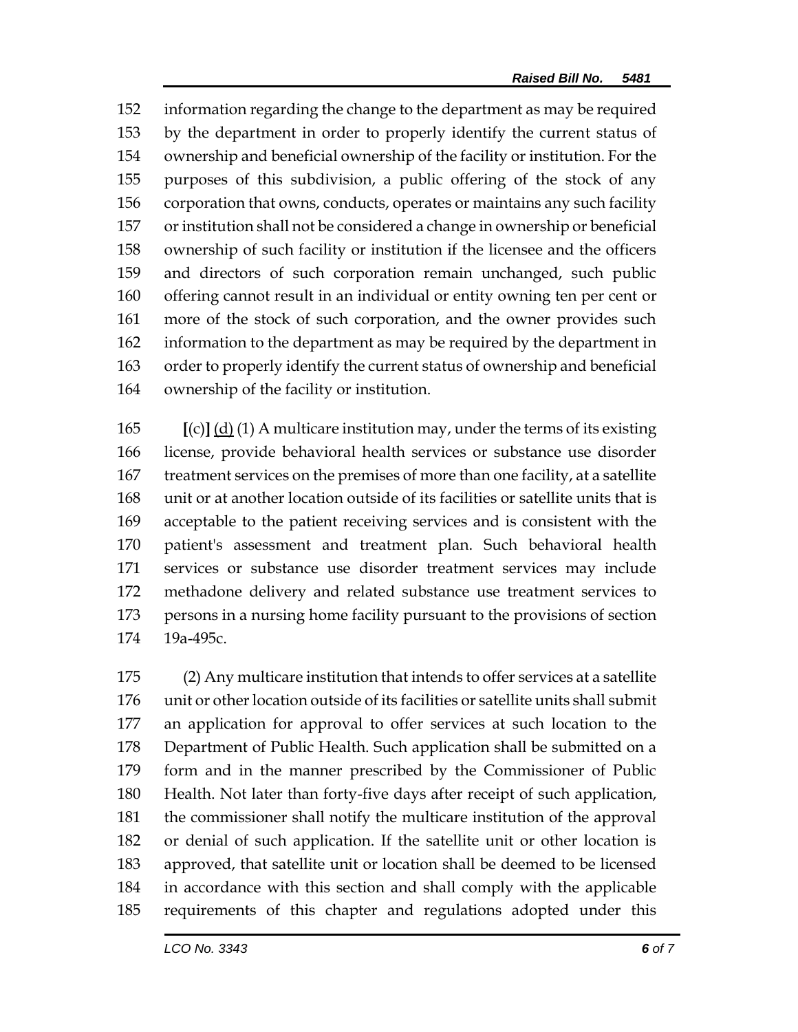information regarding the change to the department as may be required by the department in order to properly identify the current status of ownership and beneficial ownership of the facility or institution. For the purposes of this subdivision, a public offering of the stock of any corporation that owns, conducts, operates or maintains any such facility or institution shall not be considered a change in ownership or beneficial ownership of such facility or institution if the licensee and the officers and directors of such corporation remain unchanged, such public offering cannot result in an individual or entity owning ten per cent or more of the stock of such corporation, and the owner provides such information to the department as may be required by the department in order to properly identify the current status of ownership and beneficial ownership of the facility or institution.

[(c)] (d) (1) A multicare institution may, under the terms of its existing license, provide behavioral health services or substance use disorder treatment services on the premises of more than one facility, at a satellite unit or at another location outside of its facilities or satellite units that is acceptable to the patient receiving services and is consistent with the patient's assessment and treatment plan. Such behavioral health services or substance use disorder treatment services may include methadone delivery and related substance use treatment services to persons in a nursing home facility pursuant to the provisions of section 19a-495c.

(2) Any multicare institution that intends to offer services at a satellite unit or other location outside of its facilities or satellite units shall submit an application for approval to offer services at such location to the Department of Public Health. Such application shall be submitted on a form and in the manner prescribed by the Commissioner of Public Health. Not later than forty-five days after receipt of such application, the commissioner shall notify the multicare institution of the approval or denial of such application. If the satellite unit or other location is approved, that satellite unit or location shall be deemed to be licensed in accordance with this section and shall comply with the applicable requirements of this chapter and regulations adopted under this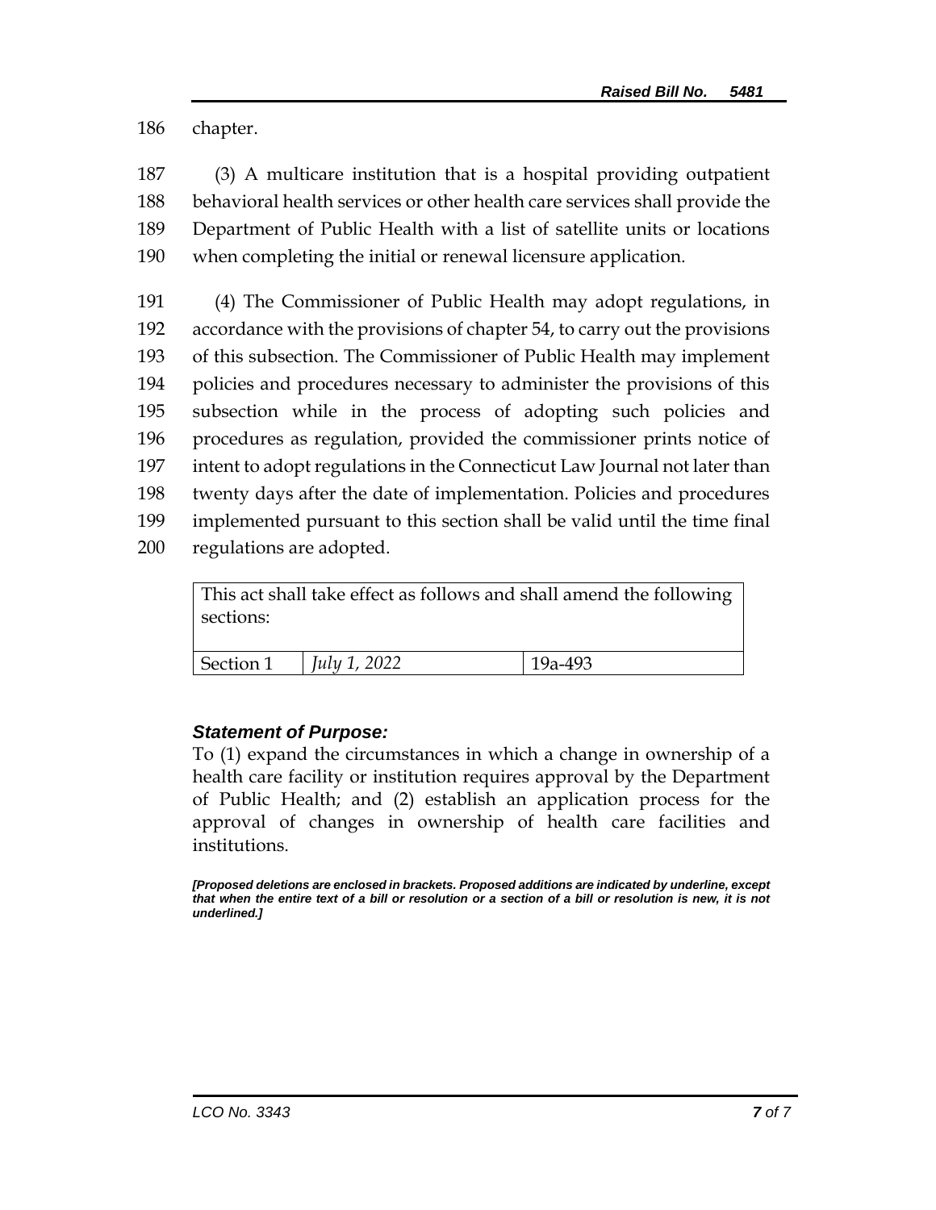186 chapter.

187 (3) A multicare institution that is a hospital providing outpatient
188 behavioral health services or other health care services shall provide the
189 Department of Public Health with a list of satellite units or locations
190 when completing the initial or renewal licensure application.

191 (4) The Commissioner of Public Health may adopt regulations, in
192 accordance with the provisions of chapter 54, to carry out the provisions
193 of this subsection. The Commissioner of Public Health may implement
194 policies and procedures necessary to administer the provisions of this
195 subsection while in the process of adopting such policies and
196 procedures as regulation, provided the commissioner prints notice of
197 intent to adopt regulations in the Connecticut Law Journal not later than
198 twenty days after the date of implementation. Policies and procedures
199 implemented pursuant to this section shall be valid until the time final
200 regulations are adopted.

| This act shall take effect as follows and shall amend the following sections: | | |
|---|---|---|
| Section 1 | *July 1, 2022* | 19a-493 |

### *Statement of Purpose:*

To (1) expand the circumstances in which a change in ownership of a health care facility or institution requires approval by the Department of Public Health; and (2) establish an application process for the approval of changes in ownership of health care facilities and institutions.

***[Proposed deletions are enclosed in brackets. Proposed additions are indicated by underline, except that when the entire text of a bill or resolution or a section of a bill or resolution is new, it is not underlined.]***